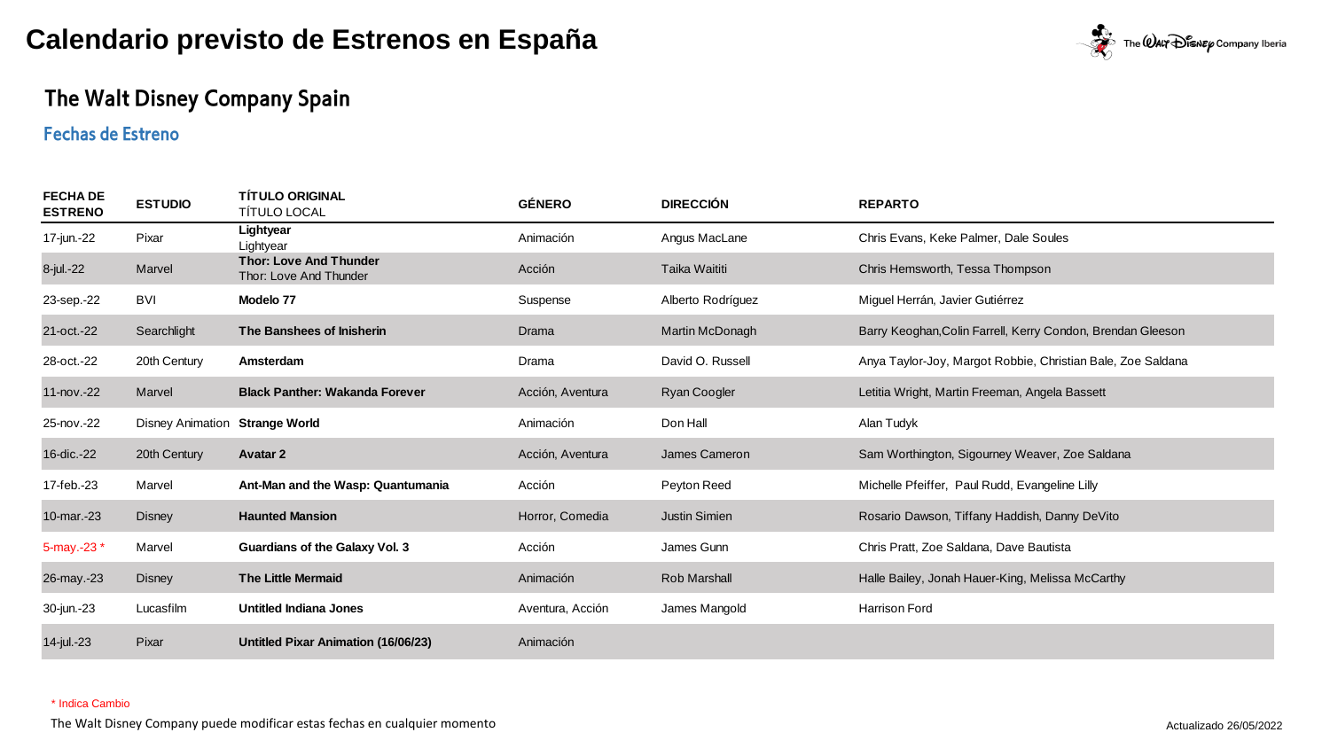# Calendario previsto de Estrenos en España

## The Walt Disney Company Spain

### Fechas de Estreno

| FECHA DE ESTRENO | ESTUDIO | TÍTULO ORIGINAL<br>TÍTULO LOCAL | GÉNERO | DIRECCIÓN | REPARTO |
|---|---|---|---|---|---|
| 17-jun.-22 | Pixar | **Lightyear**<br>Lightyear | Animación | Angus MacLane | Chris Evans, Keke Palmer, Dale Soules |
| 8-jul.-22 | Marvel | **Thor: Love And Thunder**<br>Thor: Love And Thunder | Acción | Taika Waititi | Chris Hemsworth, Tessa Thompson |
| 23-sep.-22 | BVI | **Modelo 77** | Suspense | Alberto Rodríguez | Miguel Herrán, Javier Gutiérrez |
| 21-oct.-22 | Searchlight | **The Banshees of Inisherin** | Drama | Martin McDonagh | Barry Keoghan,Colin Farrell, Kerry Condon, Brendan Gleeson |
| 28-oct.-22 | 20th Century | **Amsterdam** | Drama | David O. Russell | Anya Taylor-Joy, Margot Robbie, Christian Bale, Zoe Saldana |
| 11-nov.-22 | Marvel | **Black Panther: Wakanda Forever** | Acción, Aventura | Ryan Coogler | Letitia Wright, Martin Freeman, Angela Bassett |
| 25-nov.-22 | Disney Animation | **Strange World** | Animación | Don Hall | Alan Tudyk |
| 16-dic.-22 | 20th Century | **Avatar 2** | Acción, Aventura | James Cameron | Sam Worthington, Sigourney Weaver, Zoe Saldana |
| 17-feb.-23 | Marvel | **Ant-Man and the Wasp: Quantumania** | Acción | Peyton Reed | Michelle Pfeiffer, Paul Rudd, Evangeline Lilly |
| 10-mar.-23 | Disney | **Haunted Mansion** | Horror, Comedia | Justin Simien | Rosario Dawson, Tiffany Haddish, Danny DeVito |
| 5-may.-23 * | Marvel | **Guardians of the Galaxy Vol. 3** | Acción | James Gunn | Chris Pratt, Zoe Saldana, Dave Bautista |
| 26-may.-23 | Disney | **The Little Mermaid** | Animación | Rob Marshall | Halle Bailey, Jonah Hauer-King, Melissa McCarthy |
| 30-jun.-23 | Lucasfilm | **Untitled Indiana Jones** | Aventura, Acción | James Mangold | Harrison Ford |
| 14-jul.-23 | Pixar | **Untitled Pixar Animation (16/06/23)** | Animación | | |

\* Indica Cambio

The Walt Disney Company puede modificar estas fechas en cualquier momento

Actualizado 26/05/2022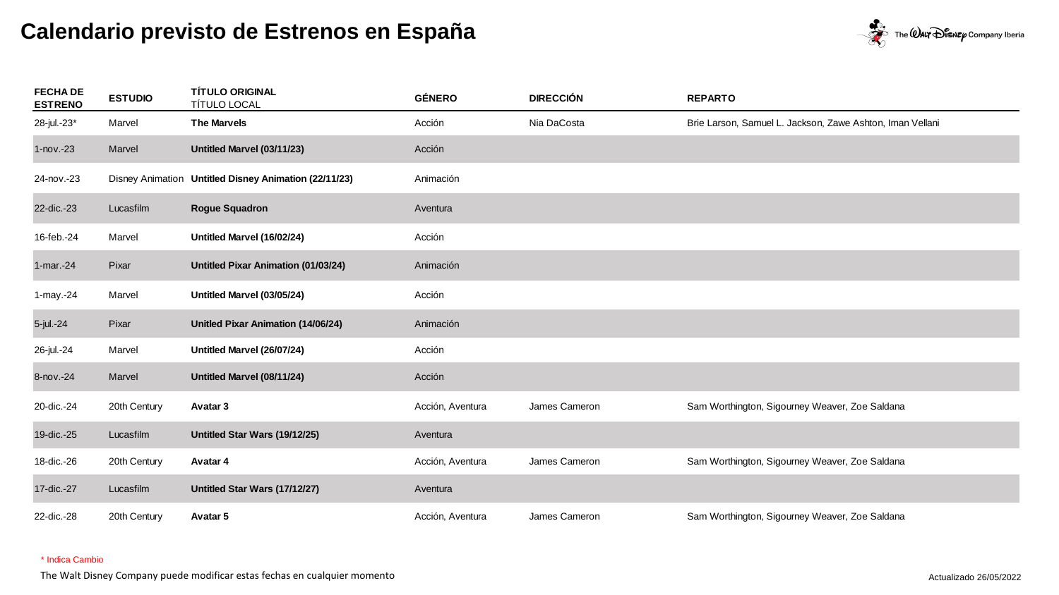# Calendario previsto de Estrenos en España

| FECHA DE ESTRENO | ESTUDIO | TÍTULO ORIGINAL<br>TÍTULO LOCAL | GÉNERO | DIRECCIÓN | REPARTO |
|---|---|---|---|---|---|
| 28-jul.-23* | Marvel | **The Marvels** | Acción | Nia DaCosta | Brie Larson, Samuel L. Jackson, Zawe Ashton, Iman Vellani |
| 1-nov.-23 | Marvel | **Untitled Marvel (03/11/23)** | Acción | | |
| 24-nov.-23 | Disney Animation | **Untitled Disney Animation (22/11/23)** | Animación | | |
| 22-dic.-23 | Lucasfilm | **Rogue Squadron** | Aventura | | |
| 16-feb.-24 | Marvel | **Untitled Marvel (16/02/24)** | Acción | | |
| 1-mar.-24 | Pixar | **Untitled Pixar Animation (01/03/24)** | Animación | | |
| 1-may.-24 | Marvel | **Untitled Marvel (03/05/24)** | Acción | | |
| 5-jul.-24 | Pixar | **Unitled Pixar Animation (14/06/24)** | Animación | | |
| 26-jul.-24 | Marvel | **Untitled Marvel (26/07/24)** | Acción | | |
| 8-nov.-24 | Marvel | **Untitled Marvel (08/11/24)** | Acción | | |
| 20-dic.-24 | 20th Century | **Avatar 3** | Acción, Aventura | James Cameron | Sam Worthington, Sigourney Weaver, Zoe Saldana |
| 19-dic.-25 | Lucasfilm | **Untitled Star Wars (19/12/25)** | Aventura | | |
| 18-dic.-26 | 20th Century | **Avatar 4** | Acción, Aventura | James Cameron | Sam Worthington, Sigourney Weaver, Zoe Saldana |
| 17-dic.-27 | Lucasfilm | **Untitled Star Wars (17/12/27)** | Aventura | | |
| 22-dic.-28 | 20th Century | **Avatar 5** | Acción, Aventura | James Cameron | Sam Worthington, Sigourney Weaver, Zoe Saldana |

* Indica Cambio

The Walt Disney Company puede modificar estas fechas en cualquier momento

Actualizado 26/05/2022